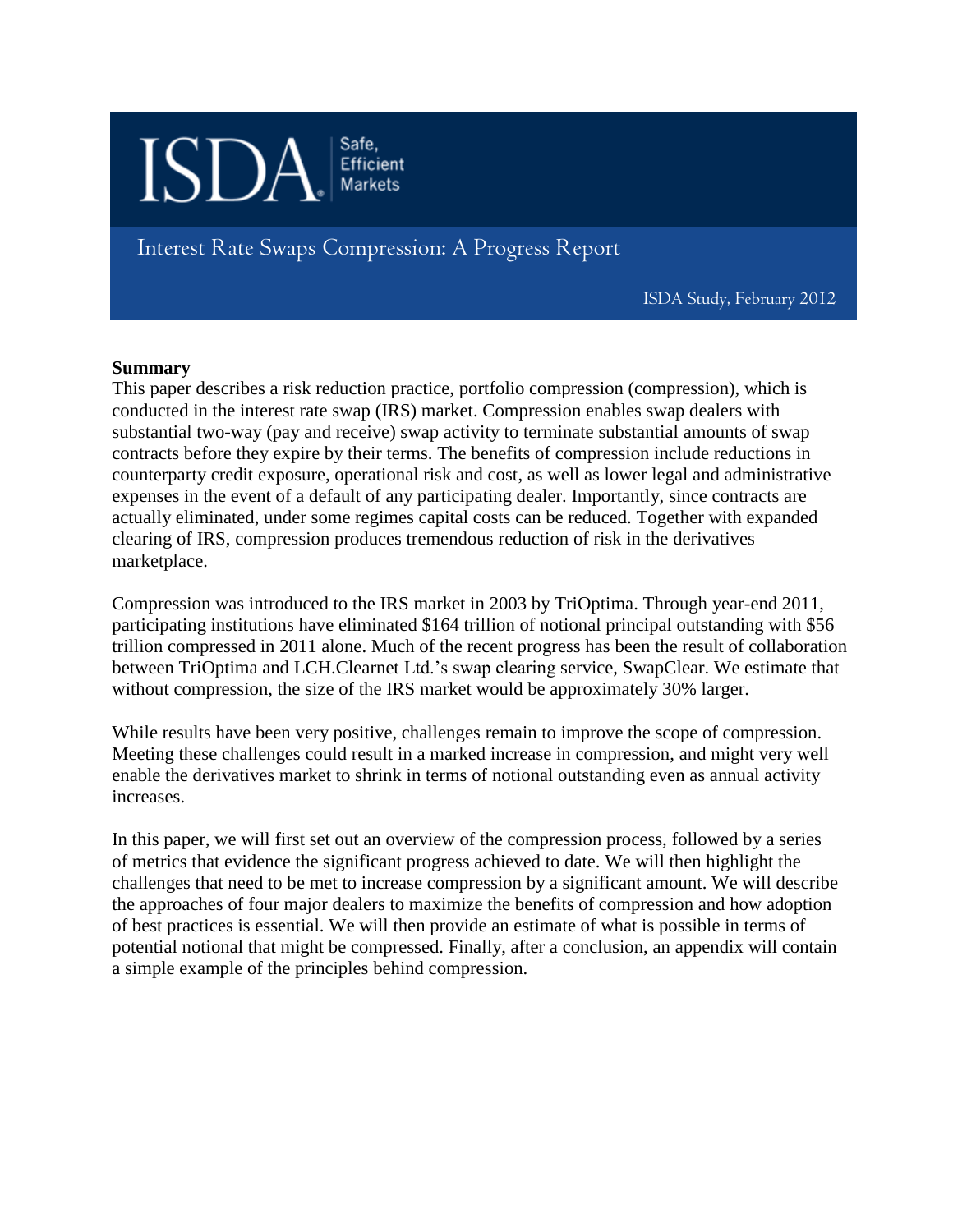ISDA Safe, Efficient Markets

# Interest Rate Swaps Compression: A Progress Report

ISDA Study, February 2012

**Summary**

This paper describes a risk reduction practice, portfolio compression (compression), which is conducted in the interest rate swap (IRS) market. Compression enables swap dealers with substantial two-way (pay and receive) swap activity to terminate substantial amounts of swap contracts before they expire by their terms. The benefits of compression include reductions in counterparty credit exposure, operational risk and cost, as well as lower legal and administrative expenses in the event of a default of any participating dealer. Importantly, since contracts are actually eliminated, under some regimes capital costs can be reduced. Together with expanded clearing of IRS, compression produces tremendous reduction of risk in the derivatives marketplace.

Compression was introduced to the IRS market in 2003 by TriOptima. Through year-end 2011, participating institutions have eliminated $164 trillion of notional principal outstanding with $56 trillion compressed in 2011 alone. Much of the recent progress has been the result of collaboration between TriOptima and LCH.Clearnet Ltd.'s swap clearing service, SwapClear. We estimate that without compression, the size of the IRS market would be approximately 30% larger.

While results have been very positive, challenges remain to improve the scope of compression. Meeting these challenges could result in a marked increase in compression, and might very well enable the derivatives market to shrink in terms of notional outstanding even as annual activity increases.

In this paper, we will first set out an overview of the compression process, followed by a series of metrics that evidence the significant progress achieved to date. We will then highlight the challenges that need to be met to increase compression by a significant amount. We will describe the approaches of four major dealers to maximize the benefits of compression and how adoption of best practices is essential. We will then provide an estimate of what is possible in terms of potential notional that might be compressed. Finally, after a conclusion, an appendix will contain a simple example of the principles behind compression.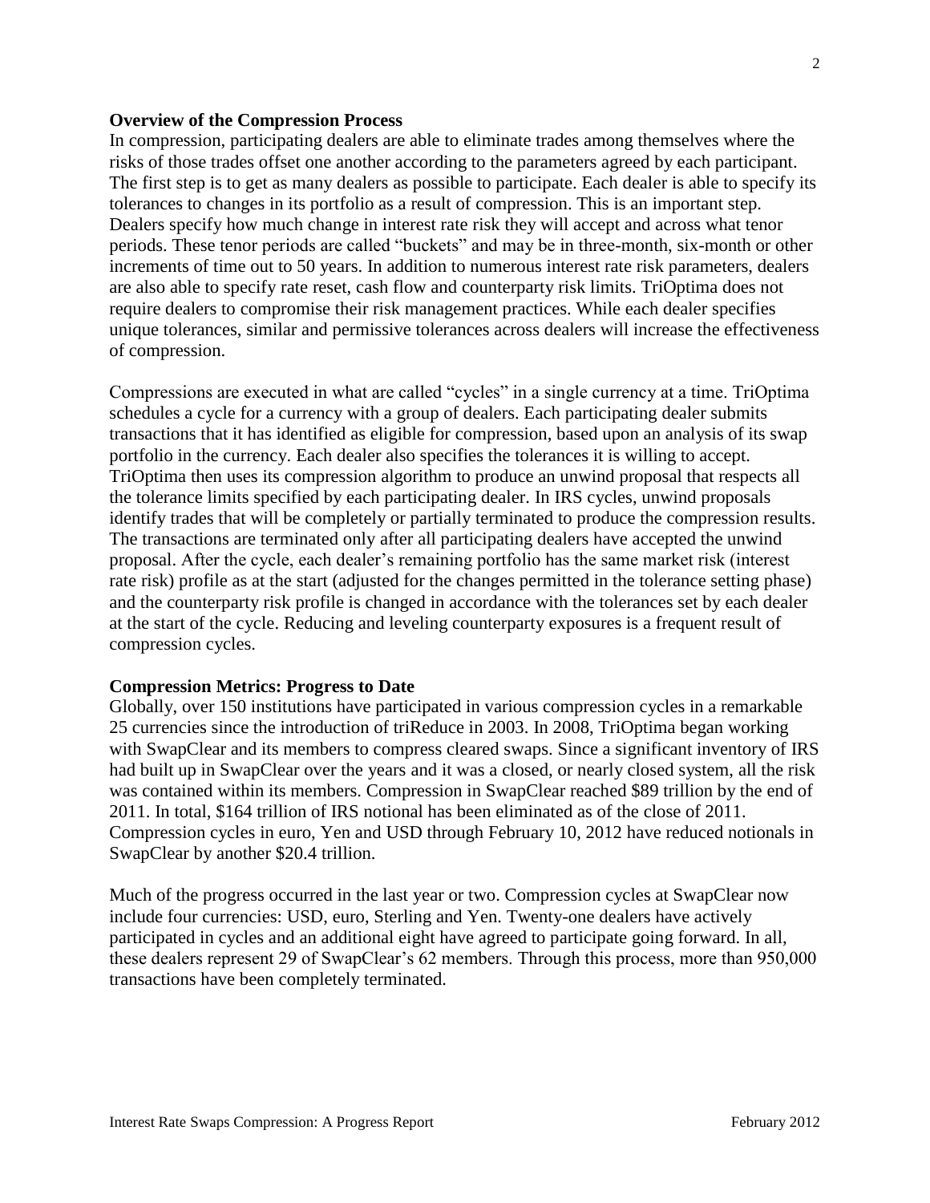**Overview of the Compression Process**

In compression, participating dealers are able to eliminate trades among themselves where the risks of those trades offset one another according to the parameters agreed by each participant. The first step is to get as many dealers as possible to participate. Each dealer is able to specify its tolerances to changes in its portfolio as a result of compression. This is an important step. Dealers specify how much change in interest rate risk they will accept and across what tenor periods. These tenor periods are called "buckets" and may be in three-month, six-month or other increments of time out to 50 years. In addition to numerous interest rate risk parameters, dealers are also able to specify rate reset, cash flow and counterparty risk limits. TriOptima does not require dealers to compromise their risk management practices. While each dealer specifies unique tolerances, similar and permissive tolerances across dealers will increase the effectiveness of compression.

Compressions are executed in what are called "cycles" in a single currency at a time. TriOptima schedules a cycle for a currency with a group of dealers. Each participating dealer submits transactions that it has identified as eligible for compression, based upon an analysis of its swap portfolio in the currency. Each dealer also specifies the tolerances it is willing to accept. TriOptima then uses its compression algorithm to produce an unwind proposal that respects all the tolerance limits specified by each participating dealer. In IRS cycles, unwind proposals identify trades that will be completely or partially terminated to produce the compression results. The transactions are terminated only after all participating dealers have accepted the unwind proposal. After the cycle, each dealer's remaining portfolio has the same market risk (interest rate risk) profile as at the start (adjusted for the changes permitted in the tolerance setting phase) and the counterparty risk profile is changed in accordance with the tolerances set by each dealer at the start of the cycle. Reducing and leveling counterparty exposures is a frequent result of compression cycles.

**Compression Metrics: Progress to Date**

Globally, over 150 institutions have participated in various compression cycles in a remarkable 25 currencies since the introduction of triReduce in 2003. In 2008, TriOptima began working with SwapClear and its members to compress cleared swaps. Since a significant inventory of IRS had built up in SwapClear over the years and it was a closed, or nearly closed system, all the risk was contained within its members. Compression in SwapClear reached $89 trillion by the end of 2011. In total, $164 trillion of IRS notional has been eliminated as of the close of 2011. Compression cycles in euro, Yen and USD through February 10, 2012 have reduced notionals in SwapClear by another $20.4 trillion.

Much of the progress occurred in the last year or two. Compression cycles at SwapClear now include four currencies: USD, euro, Sterling and Yen. Twenty-one dealers have actively participated in cycles and an additional eight have agreed to participate going forward. In all, these dealers represent 29 of SwapClear's 62 members. Through this process, more than 950,000 transactions have been completely terminated.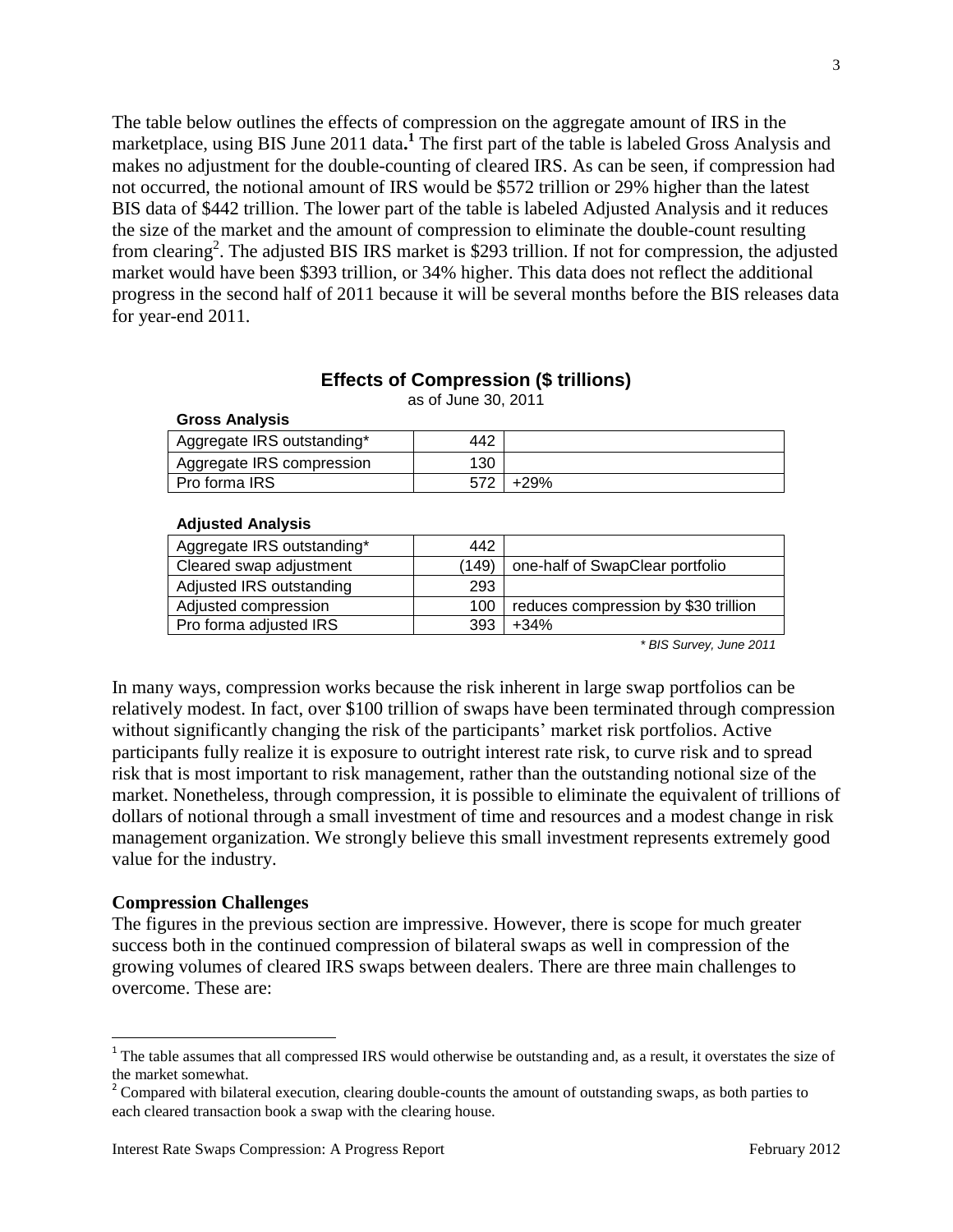The table below outlines the effects of compression on the aggregate amount of IRS in the marketplace, using BIS June 2011 data.[1] The first part of the table is labeled Gross Analysis and makes no adjustment for the double-counting of cleared IRS. As can be seen, if compression had not occurred, the notional amount of IRS would be $572 trillion or 29% higher than the latest BIS data of $442 trillion. The lower part of the table is labeled Adjusted Analysis and it reduces the size of the market and the amount of compression to eliminate the double-count resulting from clearing[2]. The adjusted BIS IRS market is $293 trillion. If not for compression, the adjusted market would have been $393 trillion, or 34% higher. This data does not reflect the additional progress in the second half of 2011 because it will be several months before the BIS releases data for year-end 2011.

**Effects of Compression ($ trillions)**

as of June 30, 2011

**Gross Analysis**

| | | |
|---|---|---|
| Aggregate IRS outstanding* | 442 | |
| Aggregate IRS compression | 130 | |
| Pro forma IRS | 572 | +29% |

**Adjusted Analysis**

| | | |
|---|---|---|
| Aggregate IRS outstanding* | 442 | |
| Cleared swap adjustment | (149) | one-half of SwapClear portfolio |
| Adjusted IRS outstanding | 293 | |
| Adjusted compression | 100 | reduces compression by $30 trillion |
| Pro forma adjusted IRS | 393 | +34% |

*\* BIS Survey, June 2011*

In many ways, compression works because the risk inherent in large swap portfolios can be relatively modest. In fact, over $100 trillion of swaps have been terminated through compression without significantly changing the risk of the participants' market risk portfolios. Active participants fully realize it is exposure to outright interest rate risk, to curve risk and to spread risk that is most important to risk management, rather than the outstanding notional size of the market. Nonetheless, through compression, it is possible to eliminate the equivalent of trillions of dollars of notional through a small investment of time and resources and a modest change in risk management organization. We strongly believe this small investment represents extremely good value for the industry.

**Compression Challenges**

The figures in the previous section are impressive. However, there is scope for much greater success both in the continued compression of bilateral swaps as well in compression of the growing volumes of cleared IRS swaps between dealers. There are three main challenges to overcome. These are:

[1] The table assumes that all compressed IRS would otherwise be outstanding and, as a result, it overstates the size of the market somewhat.

[2] Compared with bilateral execution, clearing double-counts the amount of outstanding swaps, as both parties to each cleared transaction book a swap with the clearing house.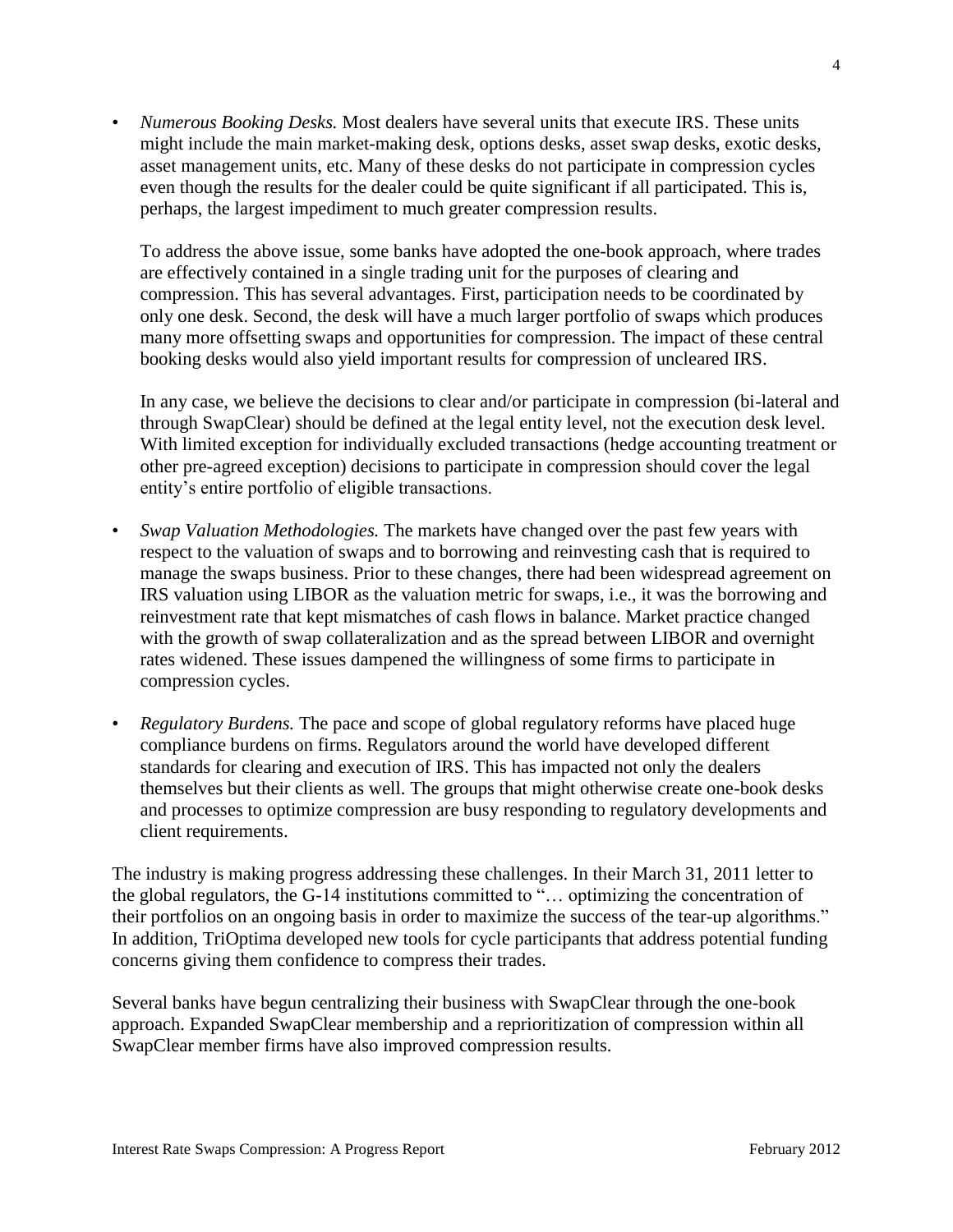- *Numerous Booking Desks.* Most dealers have several units that execute IRS. These units might include the main market-making desk, options desks, asset swap desks, exotic desks, asset management units, etc. Many of these desks do not participate in compression cycles even though the results for the dealer could be quite significant if all participated. This is, perhaps, the largest impediment to much greater compression results.

  To address the above issue, some banks have adopted the one-book approach, where trades are effectively contained in a single trading unit for the purposes of clearing and compression. This has several advantages. First, participation needs to be coordinated by only one desk. Second, the desk will have a much larger portfolio of swaps which produces many more offsetting swaps and opportunities for compression. The impact of these central booking desks would also yield important results for compression of uncleared IRS.

  In any case, we believe the decisions to clear and/or participate in compression (bi-lateral and through SwapClear) should be defined at the legal entity level, not the execution desk level. With limited exception for individually excluded transactions (hedge accounting treatment or other pre-agreed exception) decisions to participate in compression should cover the legal entity's entire portfolio of eligible transactions.

- *Swap Valuation Methodologies.* The markets have changed over the past few years with respect to the valuation of swaps and to borrowing and reinvesting cash that is required to manage the swaps business. Prior to these changes, there had been widespread agreement on IRS valuation using LIBOR as the valuation metric for swaps, i.e., it was the borrowing and reinvestment rate that kept mismatches of cash flows in balance. Market practice changed with the growth of swap collateralization and as the spread between LIBOR and overnight rates widened. These issues dampened the willingness of some firms to participate in compression cycles.

- *Regulatory Burdens.* The pace and scope of global regulatory reforms have placed huge compliance burdens on firms. Regulators around the world have developed different standards for clearing and execution of IRS. This has impacted not only the dealers themselves but their clients as well. The groups that might otherwise create one-book desks and processes to optimize compression are busy responding to regulatory developments and client requirements.

The industry is making progress addressing these challenges. In their March 31, 2011 letter to the global regulators, the G-14 institutions committed to "… optimizing the concentration of their portfolios on an ongoing basis in order to maximize the success of the tear-up algorithms." In addition, TriOptima developed new tools for cycle participants that address potential funding concerns giving them confidence to compress their trades.

Several banks have begun centralizing their business with SwapClear through the one-book approach. Expanded SwapClear membership and a reprioritization of compression within all SwapClear member firms have also improved compression results.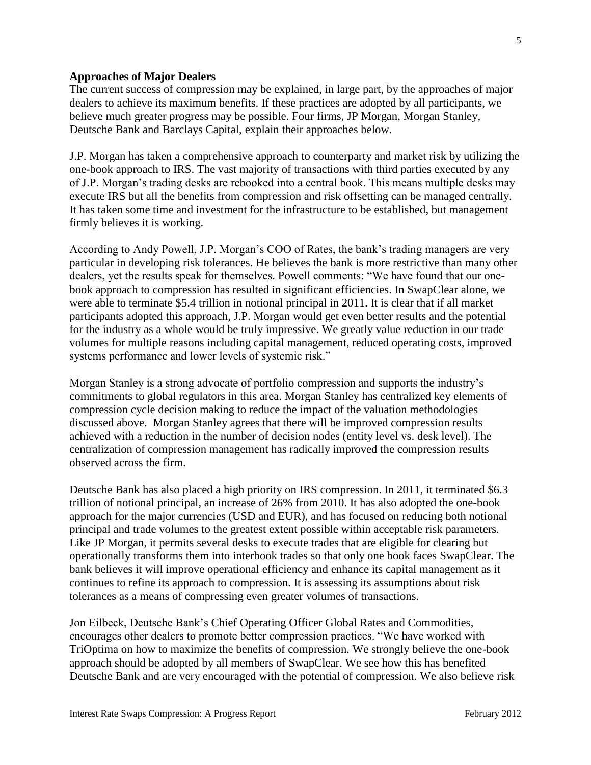**Approaches of Major Dealers**

The current success of compression may be explained, in large part, by the approaches of major dealers to achieve its maximum benefits. If these practices are adopted by all participants, we believe much greater progress may be possible. Four firms, JP Morgan, Morgan Stanley, Deutsche Bank and Barclays Capital, explain their approaches below.

J.P. Morgan has taken a comprehensive approach to counterparty and market risk by utilizing the one-book approach to IRS. The vast majority of transactions with third parties executed by any of J.P. Morgan's trading desks are rebooked into a central book. This means multiple desks may execute IRS but all the benefits from compression and risk offsetting can be managed centrally. It has taken some time and investment for the infrastructure to be established, but management firmly believes it is working.

According to Andy Powell, J.P. Morgan's COO of Rates, the bank's trading managers are very particular in developing risk tolerances. He believes the bank is more restrictive than many other dealers, yet the results speak for themselves. Powell comments: "We have found that our one-book approach to compression has resulted in significant efficiencies. In SwapClear alone, we were able to terminate \$5.4 trillion in notional principal in 2011. It is clear that if all market participants adopted this approach, J.P. Morgan would get even better results and the potential for the industry as a whole would be truly impressive. We greatly value reduction in our trade volumes for multiple reasons including capital management, reduced operating costs, improved systems performance and lower levels of systemic risk."

Morgan Stanley is a strong advocate of portfolio compression and supports the industry's commitments to global regulators in this area. Morgan Stanley has centralized key elements of compression cycle decision making to reduce the impact of the valuation methodologies discussed above. Morgan Stanley agrees that there will be improved compression results achieved with a reduction in the number of decision nodes (entity level vs. desk level). The centralization of compression management has radically improved the compression results observed across the firm.

Deutsche Bank has also placed a high priority on IRS compression. In 2011, it terminated \$6.3 trillion of notional principal, an increase of 26% from 2010. It has also adopted the one-book approach for the major currencies (USD and EUR), and has focused on reducing both notional principal and trade volumes to the greatest extent possible within acceptable risk parameters. Like JP Morgan, it permits several desks to execute trades that are eligible for clearing but operationally transforms them into interbook trades so that only one book faces SwapClear. The bank believes it will improve operational efficiency and enhance its capital management as it continues to refine its approach to compression. It is assessing its assumptions about risk tolerances as a means of compressing even greater volumes of transactions.

Jon Eilbeck, Deutsche Bank's Chief Operating Officer Global Rates and Commodities, encourages other dealers to promote better compression practices. "We have worked with TriOptima on how to maximize the benefits of compression. We strongly believe the one-book approach should be adopted by all members of SwapClear. We see how this has benefited Deutsche Bank and are very encouraged with the potential of compression. We also believe risk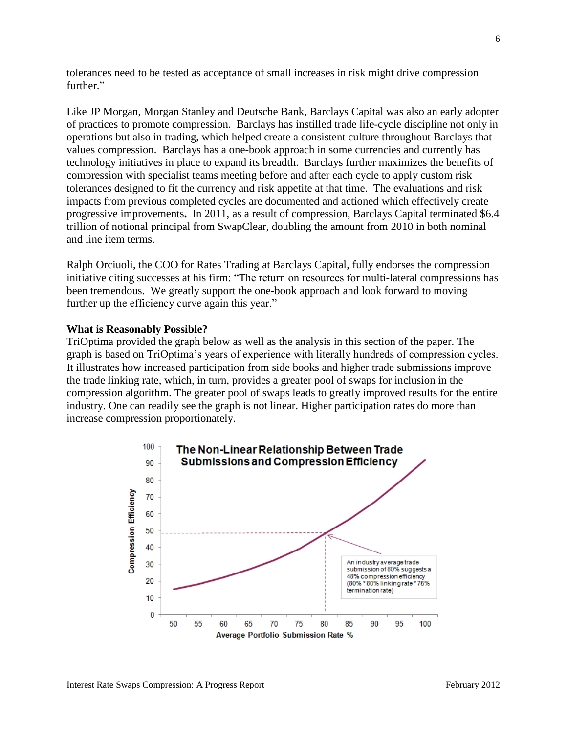tolerances need to be tested as acceptance of small increases in risk might drive compression further."

Like JP Morgan, Morgan Stanley and Deutsche Bank, Barclays Capital was also an early adopter of practices to promote compression. Barclays has instilled trade life-cycle discipline not only in operations but also in trading, which helped create a consistent culture throughout Barclays that values compression. Barclays has a one-book approach in some currencies and currently has technology initiatives in place to expand its breadth. Barclays further maximizes the benefits of compression with specialist teams meeting before and after each cycle to apply custom risk tolerances designed to fit the currency and risk appetite at that time. The evaluations and risk impacts from previous completed cycles are documented and actioned which effectively create progressive improvements**.** In 2011, as a result of compression, Barclays Capital terminated $6.4 trillion of notional principal from SwapClear, doubling the amount from 2010 in both nominal and line item terms.

Ralph Orciuoli, the COO for Rates Trading at Barclays Capital, fully endorses the compression initiative citing successes at his firm: "The return on resources for multi-lateral compressions has been tremendous. We greatly support the one-book approach and look forward to moving further up the efficiency curve again this year."

**What is Reasonably Possible?**

TriOptima provided the graph below as well as the analysis in this section of the paper. The graph is based on TriOptima's years of experience with literally hundreds of compression cycles. It illustrates how increased participation from side books and higher trade submissions improve the trade linking rate, which, in turn, provides a greater pool of swaps for inclusion in the compression algorithm. The greater pool of swaps leads to greatly improved results for the entire industry. One can readily see the graph is not linear. Higher participation rates do more than increase compression proportionately.

**The Non-Linear Relationship Between Trade Submissions and Compression Efficiency**

An industry average trade submission of 80% suggests a 48% compression efficiency (80% * 80% linking rate * 75% termination rate)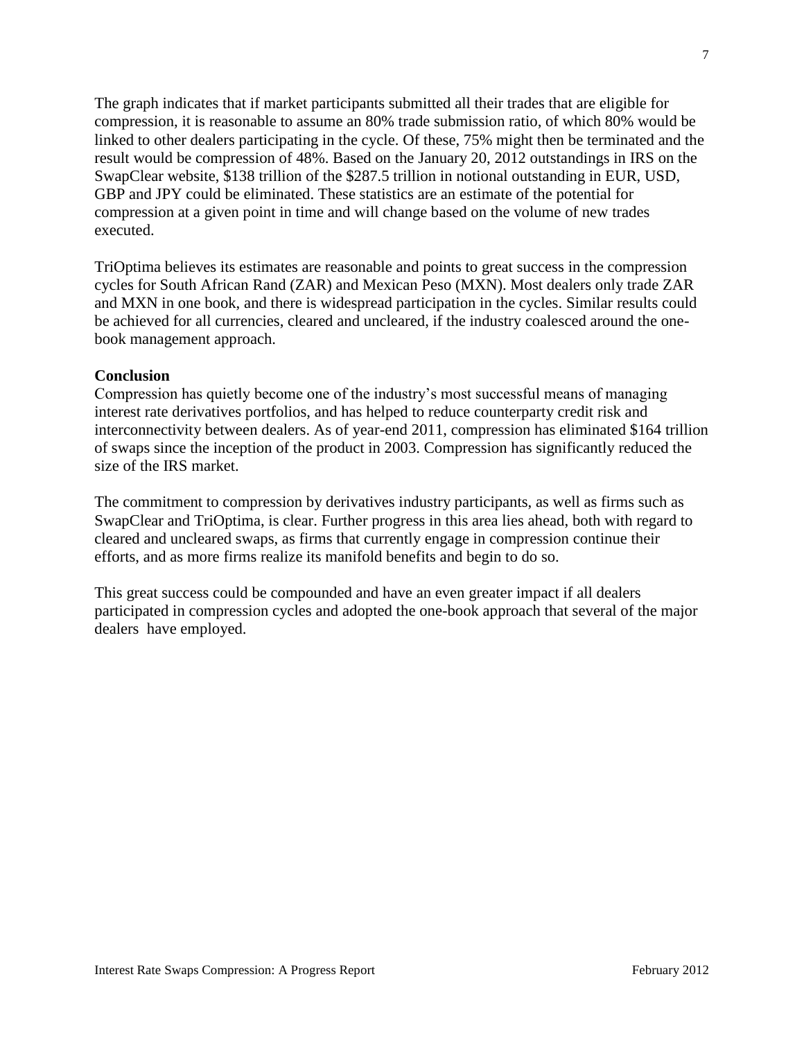The graph indicates that if market participants submitted all their trades that are eligible for compression, it is reasonable to assume an 80% trade submission ratio, of which 80% would be linked to other dealers participating in the cycle. Of these, 75% might then be terminated and the result would be compression of 48%. Based on the January 20, 2012 outstandings in IRS on the SwapClear website, $138 trillion of the $287.5 trillion in notional outstanding in EUR, USD, GBP and JPY could be eliminated. These statistics are an estimate of the potential for compression at a given point in time and will change based on the volume of new trades executed.

TriOptima believes its estimates are reasonable and points to great success in the compression cycles for South African Rand (ZAR) and Mexican Peso (MXN). Most dealers only trade ZAR and MXN in one book, and there is widespread participation in the cycles. Similar results could be achieved for all currencies, cleared and uncleared, if the industry coalesced around the one-book management approach.

**Conclusion**

Compression has quietly become one of the industry's most successful means of managing interest rate derivatives portfolios, and has helped to reduce counterparty credit risk and interconnectivity between dealers. As of year-end 2011, compression has eliminated $164 trillion of swaps since the inception of the product in 2003. Compression has significantly reduced the size of the IRS market.

The commitment to compression by derivatives industry participants, as well as firms such as SwapClear and TriOptima, is clear. Further progress in this area lies ahead, both with regard to cleared and uncleared swaps, as firms that currently engage in compression continue their efforts, and as more firms realize its manifold benefits and begin to do so.

This great success could be compounded and have an even greater impact if all dealers participated in compression cycles and adopted the one-book approach that several of the major dealers have employed.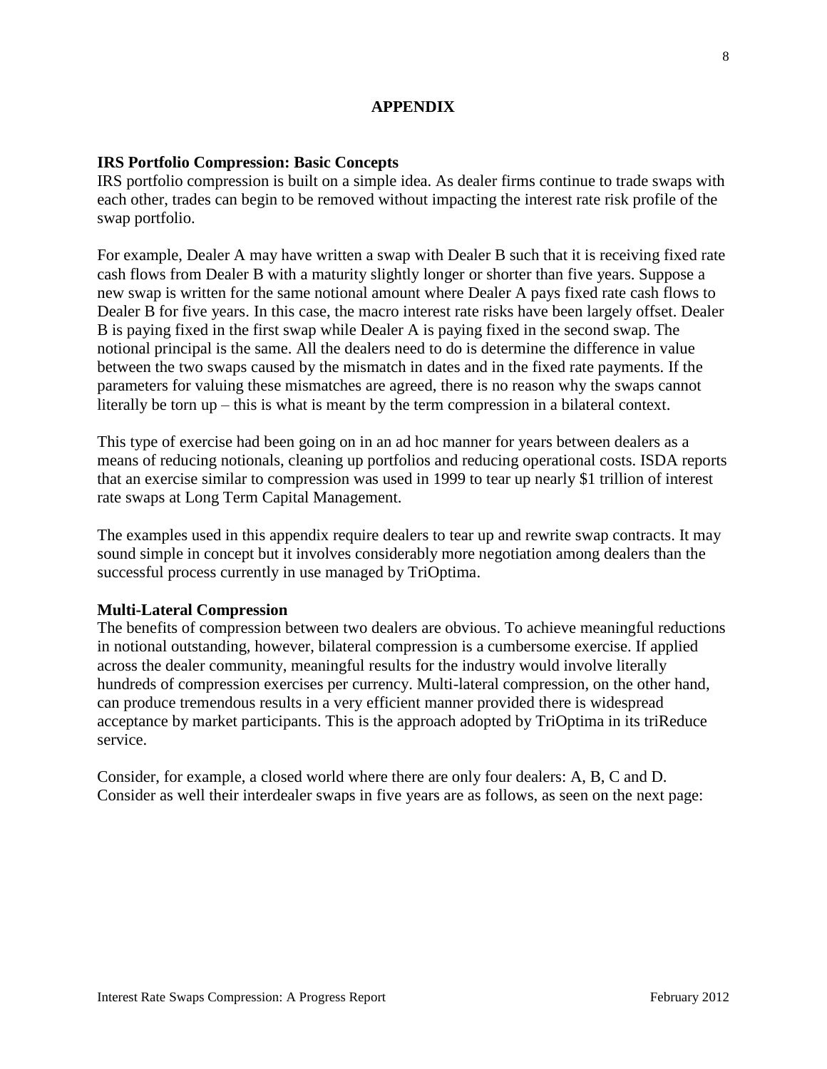## APPENDIX

### IRS Portfolio Compression: Basic Concepts

IRS portfolio compression is built on a simple idea. As dealer firms continue to trade swaps with each other, trades can begin to be removed without impacting the interest rate risk profile of the swap portfolio.

For example, Dealer A may have written a swap with Dealer B such that it is receiving fixed rate cash flows from Dealer B with a maturity slightly longer or shorter than five years. Suppose a new swap is written for the same notional amount where Dealer A pays fixed rate cash flows to Dealer B for five years. In this case, the macro interest rate risks have been largely offset. Dealer B is paying fixed in the first swap while Dealer A is paying fixed in the second swap. The notional principal is the same. All the dealers need to do is determine the difference in value between the two swaps caused by the mismatch in dates and in the fixed rate payments. If the parameters for valuing these mismatches are agreed, there is no reason why the swaps cannot literally be torn up – this is what is meant by the term compression in a bilateral context.

This type of exercise had been going on in an ad hoc manner for years between dealers as a means of reducing notionals, cleaning up portfolios and reducing operational costs. ISDA reports that an exercise similar to compression was used in 1999 to tear up nearly $1 trillion of interest rate swaps at Long Term Capital Management.

The examples used in this appendix require dealers to tear up and rewrite swap contracts. It may sound simple in concept but it involves considerably more negotiation among dealers than the successful process currently in use managed by TriOptima.

### Multi-Lateral Compression

The benefits of compression between two dealers are obvious. To achieve meaningful reductions in notional outstanding, however, bilateral compression is a cumbersome exercise. If applied across the dealer community, meaningful results for the industry would involve literally hundreds of compression exercises per currency. Multi-lateral compression, on the other hand, can produce tremendous results in a very efficient manner provided there is widespread acceptance by market participants. This is the approach adopted by TriOptima in its triReduce service.

Consider, for example, a closed world where there are only four dealers: A, B, C and D. Consider as well their interdealer swaps in five years are as follows, as seen on the next page: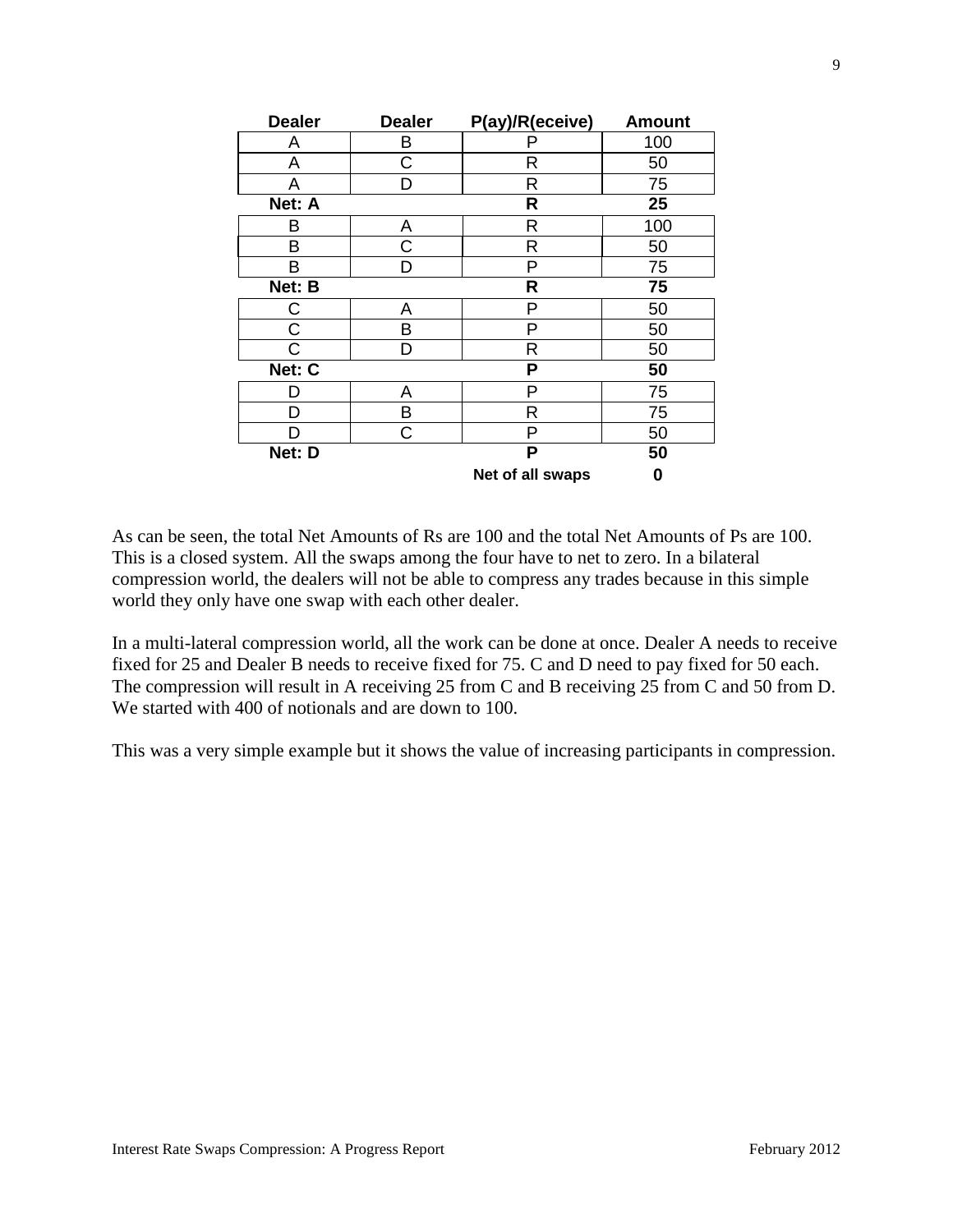| Dealer | Dealer | P(ay)/R(eceive) | Amount |
|---|---|---|---|
| A | B | P | 100 |
| A | C | R | 50 |
| A | D | R | 75 |
| **Net: A** | | **R** | **25** |
| B | A | R | 100 |
| B | C | R | 50 |
| B | D | P | 75 |
| **Net: B** | | **R** | **75** |
| C | A | P | 50 |
| C | B | P | 50 |
| C | D | R | 50 |
| **Net: C** | | **P** | **50** |
| D | A | P | 75 |
| D | B | R | 75 |
| D | C | P | 50 |
| **Net: D** | | **P** | **50** |
| | | **Net of all swaps** | **0** |

As can be seen, the total Net Amounts of Rs are 100 and the total Net Amounts of Ps are 100. This is a closed system. All the swaps among the four have to net to zero. In a bilateral compression world, the dealers will not be able to compress any trades because in this simple world they only have one swap with each other dealer.

In a multi-lateral compression world, all the work can be done at once. Dealer A needs to receive fixed for 25 and Dealer B needs to receive fixed for 75. C and D need to pay fixed for 50 each. The compression will result in A receiving 25 from C and B receiving 25 from C and 50 from D. We started with 400 of notionals and are down to 100.

This was a very simple example but it shows the value of increasing participants in compression.